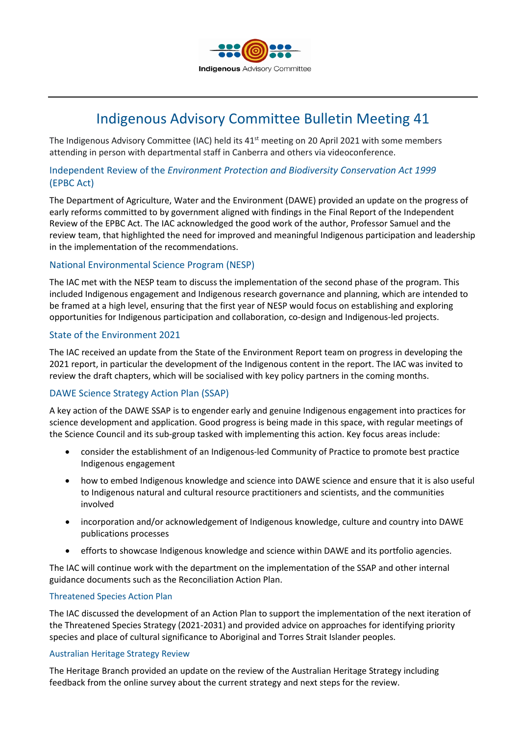Indigenous Advisory Committee

# Indigenous Advisory Committee Bulletin Meeting 41

The Indigenous Advisory Committee (IAC) held its 41st meeting on 20 April 2021 with some members attending in person with departmental staff in Canberra and others via videoconference.

## Independent Review of the *Environment Protection and Biodiversity Conservation Act 1999* (EPBC Act)

The Department of Agriculture, Water and the Environment (DAWE) provided an update on the progress of early reforms committed to by government aligned with findings in the Final Report of the Independent Review of the EPBC Act. The IAC acknowledged the good work of the author, Professor Samuel and the review team, that highlighted the need for improved and meaningful Indigenous participation and leadership in the implementation of the recommendations.

## National Environmental Science Program (NESP)

The IAC met with the NESP team to discuss the implementation of the second phase of the program. This included Indigenous engagement and Indigenous research governance and planning, which are intended to be framed at a high level, ensuring that the first year of NESP would focus on establishing and exploring opportunities for Indigenous participation and collaboration, co-design and Indigenous-led projects.

## State of the Environment 2021

The IAC received an update from the State of the Environment Report team on progress in developing the 2021 report, in particular the development of the Indigenous content in the report. The IAC was invited to review the draft chapters, which will be socialised with key policy partners in the coming months.

## DAWE Science Strategy Action Plan (SSAP)

A key action of the DAWE SSAP is to engender early and genuine Indigenous engagement into practices for science development and application. Good progress is being made in this space, with regular meetings of the Science Council and its sub-group tasked with implementing this action. Key focus areas include:

- consider the establishment of an Indigenous-led Community of Practice to promote best practice Indigenous engagement
- how to embed Indigenous knowledge and science into DAWE science and ensure that it is also useful to Indigenous natural and cultural resource practitioners and scientists, and the communities involved
- incorporation and/or acknowledgement of Indigenous knowledge, culture and country into DAWE publications processes
- efforts to showcase Indigenous knowledge and science within DAWE and its portfolio agencies.

The IAC will continue work with the department on the implementation of the SSAP and other internal guidance documents such as the Reconciliation Action Plan.

### Threatened Species Action Plan

The IAC discussed the development of an Action Plan to support the implementation of the next iteration of the Threatened Species Strategy (2021-2031) and provided advice on approaches for identifying priority species and place of cultural significance to Aboriginal and Torres Strait Islander peoples.

### Australian Heritage Strategy Review

The Heritage Branch provided an update on the review of the Australian Heritage Strategy including feedback from the online survey about the current strategy and next steps for the review.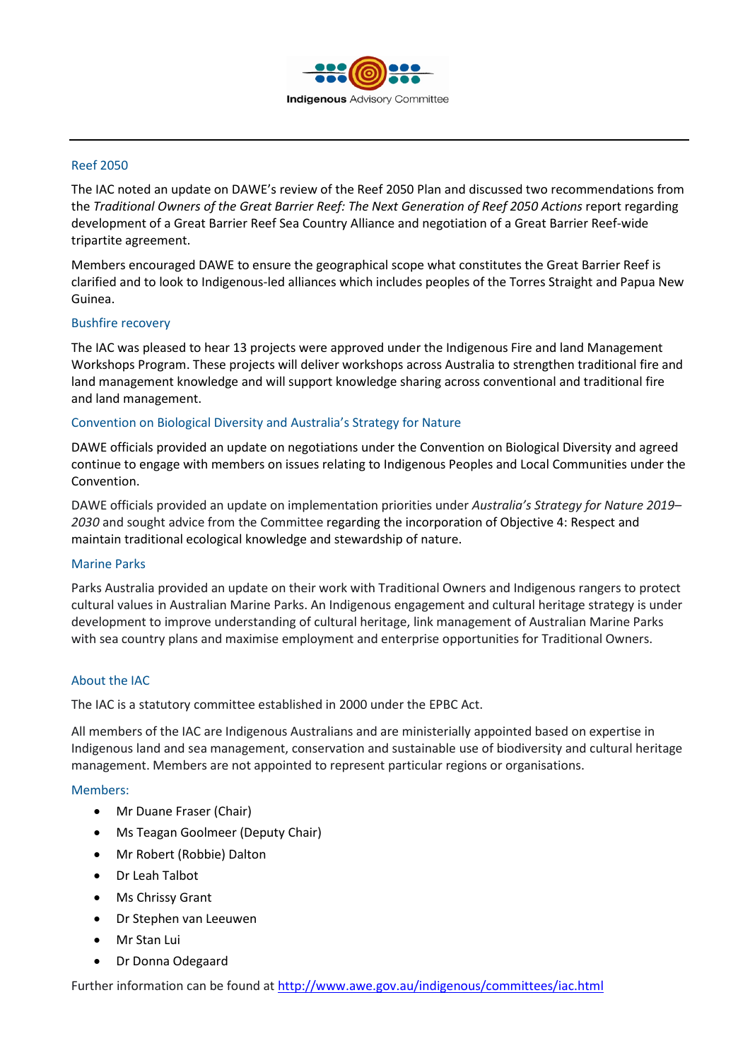## Reef 2050

The IAC noted an update on DAWE's review of the Reef 2050 Plan and discussed two recommendations from the *Traditional Owners of the Great Barrier Reef: The Next Generation of Reef 2050 Actions* report regarding development of a Great Barrier Reef Sea Country Alliance and negotiation of a Great Barrier Reef-wide tripartite agreement.

Members encouraged DAWE to ensure the geographical scope what constitutes the Great Barrier Reef is clarified and to look to Indigenous-led alliances which includes peoples of the Torres Straight and Papua New Guinea.

## Bushfire recovery

The IAC was pleased to hear 13 projects were approved under the Indigenous Fire and land Management Workshops Program. These projects will deliver workshops across Australia to strengthen traditional fire and land management knowledge and will support knowledge sharing across conventional and traditional fire and land management.

## Convention on Biological Diversity and Australia's Strategy for Nature

DAWE officials provided an update on negotiations under the Convention on Biological Diversity and agreed continue to engage with members on issues relating to Indigenous Peoples and Local Communities under the Convention.

DAWE officials provided an update on implementation priorities under *Australia's Strategy for Nature 2019–2030* and sought advice from the Committee regarding the incorporation of Objective 4: Respect and maintain traditional ecological knowledge and stewardship of nature.

## Marine Parks

Parks Australia provided an update on their work with Traditional Owners and Indigenous rangers to protect cultural values in Australian Marine Parks. An Indigenous engagement and cultural heritage strategy is under development to improve understanding of cultural heritage, link management of Australian Marine Parks with sea country plans and maximise employment and enterprise opportunities for Traditional Owners.

## About the IAC

The IAC is a statutory committee established in 2000 under the EPBC Act.

All members of the IAC are Indigenous Australians and are ministerially appointed based on expertise in Indigenous land and sea management, conservation and sustainable use of biodiversity and cultural heritage management. Members are not appointed to represent particular regions or organisations.

## Members:

- Mr Duane Fraser (Chair)
- Ms Teagan Goolmeer (Deputy Chair)
- Mr Robert (Robbie) Dalton
- Dr Leah Talbot
- Ms Chrissy Grant
- Dr Stephen van Leeuwen
- Mr Stan Lui
- Dr Donna Odegaard

Further information can be found at [http://www.awe.gov.au/indigenous/committees/iac.html](http://www.awe.gov.au/indigenous/committees/iac.html)